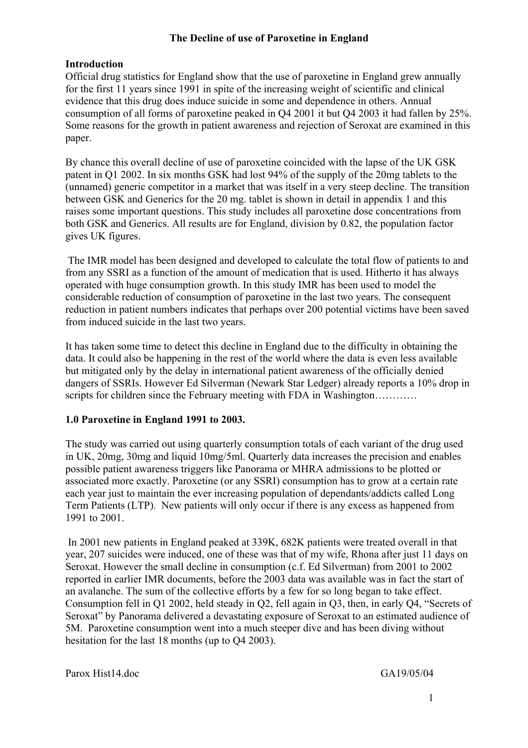# The Decline of use of Paroxetine in England

## Introduction

Official drug statistics for England show that the use of paroxetine in England grew annually for the first 11 years since 1991 in spite of the increasing weight of scientific and clinical evidence that this drug does induce suicide in some and dependence in others. Annual consumption of all forms of paroxetine peaked in Q4 2001 it but Q4 2003 it had fallen by 25%. Some reasons for the growth in patient awareness and rejection of Seroxat are examined in this paper.

By chance this overall decline of use of paroxetine coincided with the lapse of the UK GSK patent in Q1 2002. In six months GSK had lost 94% of the supply of the 20mg tablets to the (unnamed) generic competitor in a market that was itself in a very steep decline. The transition between GSK and Generics for the 20 mg. tablet is shown in detail in appendix 1 and this raises some important questions. This study includes all paroxetine dose concentrations from both GSK and Generics. All results are for England, division by 0.82, the population factor gives UK figures.

The IMR model has been designed and developed to calculate the total flow of patients to and from any SSRI as a function of the amount of medication that is used. Hitherto it has always operated with huge consumption growth. In this study IMR has been used to model the considerable reduction of consumption of paroxetine in the last two years. The consequent reduction in patient numbers indicates that perhaps over 200 potential victims have been saved from induced suicide in the last two years.

It has taken some time to detect this decline in England due to the difficulty in obtaining the data. It could also be happening in the rest of the world where the data is even less available but mitigated only by the delay in international patient awareness of the officially denied dangers of SSRIs. However Ed Silverman (Newark Star Ledger) already reports a 10% drop in scripts for children since the February meeting with FDA in Washington…………

## 1.0 Paroxetine in England 1991 to 2003.

The study was carried out using quarterly consumption totals of each variant of the drug used in UK, 20mg, 30mg and liquid 10mg/5ml. Quarterly data increases the precision and enables possible patient awareness triggers like Panorama or MHRA admissions to be plotted or associated more exactly. Paroxetine (or any SSRI) consumption has to grow at a certain rate each year just to maintain the ever increasing population of dependants/addicts called Long Term Patients (LTP). New patients will only occur if there is any excess as happened from 1991 to 2001.

In 2001 new patients in England peaked at 339K, 682K patients were treated overall in that year, 207 suicides were induced, one of these was that of my wife, Rhona after just 11 days on Seroxat. However the small decline in consumption (c.f. Ed Silverman) from 2001 to 2002 reported in earlier IMR documents, before the 2003 data was available was in fact the start of an avalanche. The sum of the collective efforts by a few for so long began to take effect. Consumption fell in Q1 2002, held steady in Q2, fell again in Q3, then, in early Q4, "Secrets of Seroxat" by Panorama delivered a devastating exposure of Seroxat to an estimated audience of 5M. Paroxetine consumption went into a much steeper dive and has been diving without hesitation for the last 18 months (up to Q4 2003).

Parox Hist14.doc GA19/05/04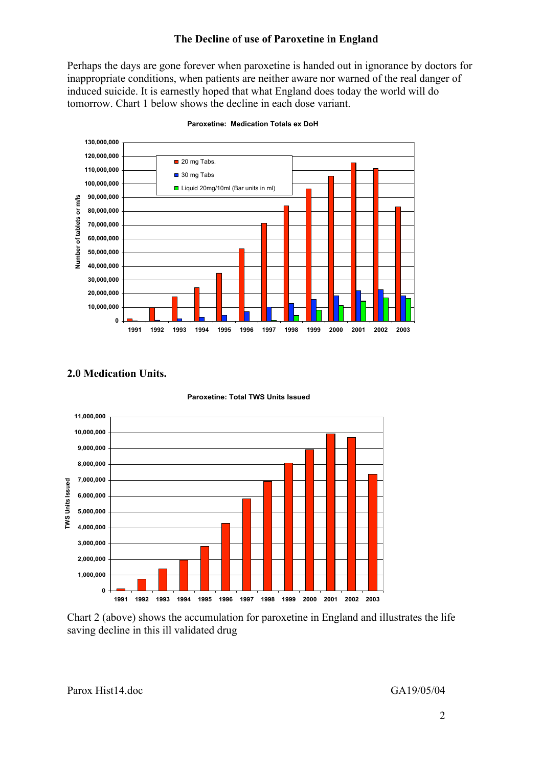## The Decline of use of Paroxetine in England

Perhaps the days are gone forever when paroxetine is handed out in ignorance by doctors for inappropriate conditions, when patients are neither aware nor warned of the real danger of induced suicide. It is earnestly hoped that what England does today the world will do tomorrow. Chart 1 below shows the decline in each dose variant.

**Paroxetine: Medication Totals ex DoH**

## 2.0 Medication Units.

**Paroxetine: Total TWS Units Issued**

Chart 2 (above) shows the accumulation for paroxetine in England and illustrates the life saving decline in this ill validated drug

Parox Hist14.doc GA19/05/04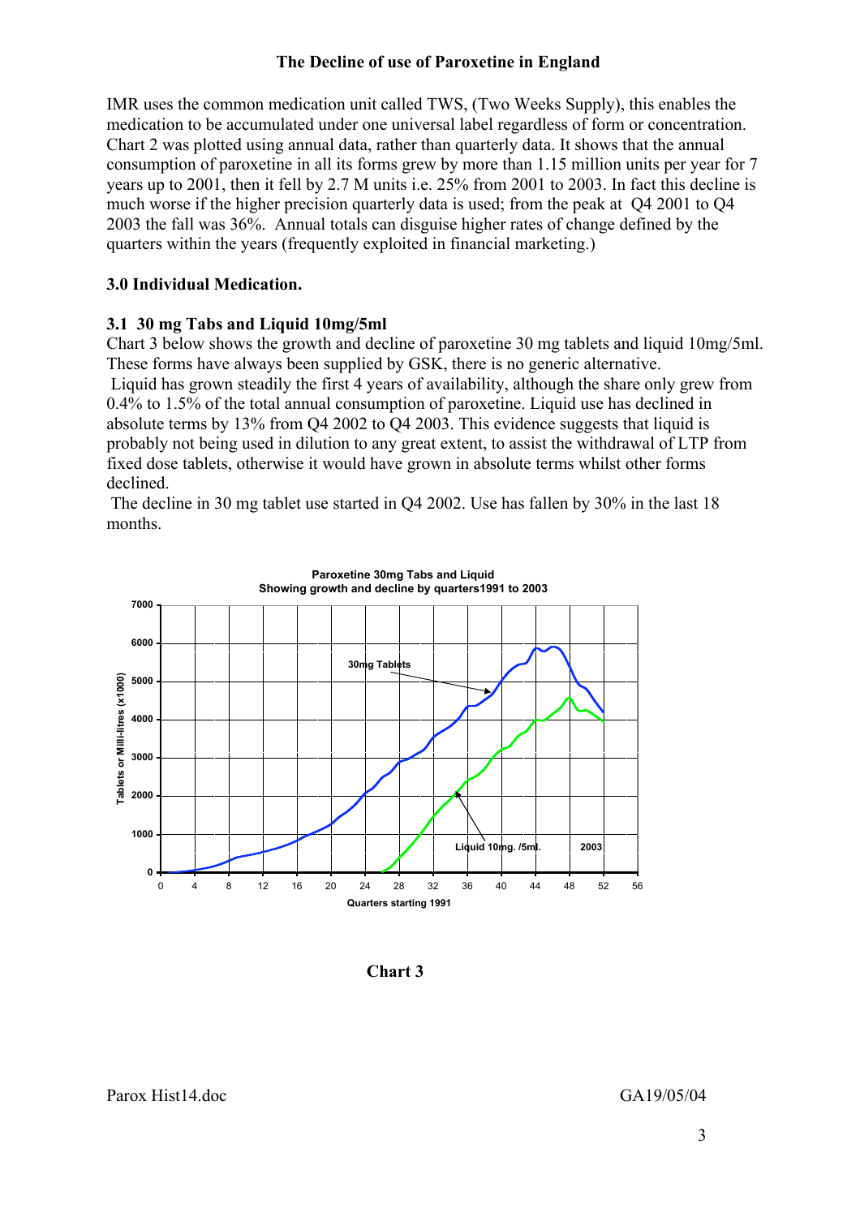**The Decline of use of Paroxetine in England**

IMR uses the common medication unit called TWS, (Two Weeks Supply), this enables the medication to be accumulated under one universal label regardless of form or concentration. Chart 2 was plotted using annual data, rather than quarterly data. It shows that the annual consumption of paroxetine in all its forms grew by more than 1.15 million units per year for 7 years up to 2001, then it fell by 2.7 M units i.e. 25% from 2001 to 2003. In fact this decline is much worse if the higher precision quarterly data is used; from the peak at Q4 2001 to Q4 2003 the fall was 36%. Annual totals can disguise higher rates of change defined by the quarters within the years (frequently exploited in financial marketing.)

## 3.0 Individual Medication.

### 3.1 30 mg Tabs and Liquid 10mg/5ml

Chart 3 below shows the growth and decline of paroxetine 30 mg tablets and liquid 10mg/5ml. These forms have always been supplied by GSK, there is no generic alternative.

Liquid has grown steadily the first 4 years of availability, although the share only grew from 0.4% to 1.5% of the total annual consumption of paroxetine. Liquid use has declined in absolute terms by 13% from Q4 2002 to Q4 2003. This evidence suggests that liquid is probably not being used in dilution to any great extent, to assist the withdrawal of LTP from fixed dose tablets, otherwise it would have grown in absolute terms whilst other forms declined.

The decline in 30 mg tablet use started in Q4 2002. Use has fallen by 30% in the last 18 months.

**Paroxetine 30mg Tabs and Liquid**
**Showing growth and decline by quarters1991 to 2003**

Y-axis: Tablets or Milli-litres (x1000) (0–7000); X-axis: Quarters starting 1991 (0–56). Series: 30mg Tablets; Liquid 10mg. /5ml. Label: 2003.

**Chart 3**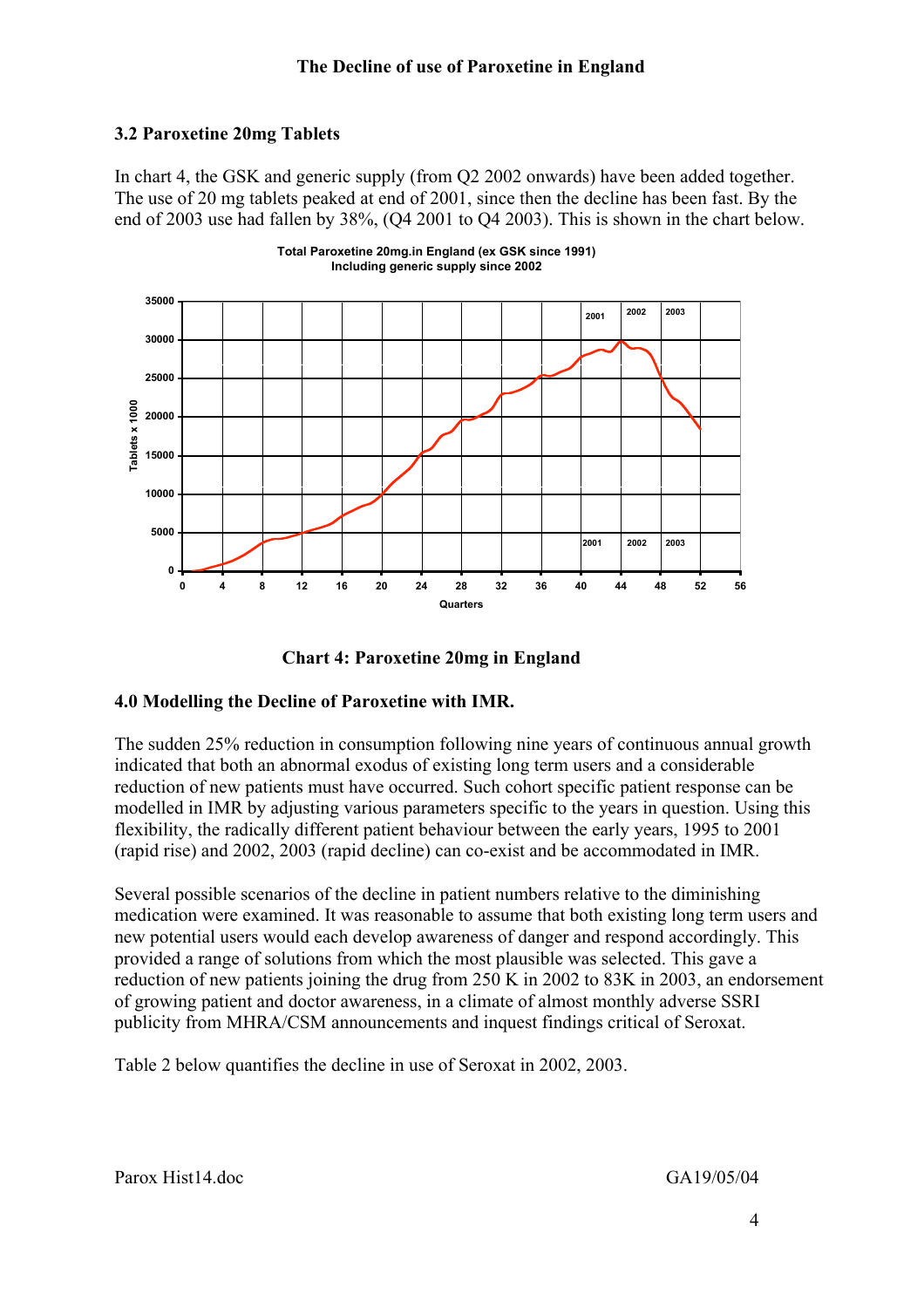### 3.2 Paroxetine 20mg Tablets

In chart 4, the GSK and generic supply (from Q2 2002 onwards) have been added together. The use of 20 mg tablets peaked at end of 2001, since then the decline has been fast. By the end of 2003 use had fallen by 38%, (Q4 2001 to Q4 2003). This is shown in the chart below.

**Chart 4: Paroxetine 20mg in England**

## 4.0 Modelling the Decline of Paroxetine with IMR.

The sudden 25% reduction in consumption following nine years of continuous annual growth indicated that both an abnormal exodus of existing long term users and a considerable reduction of new patients must have occurred. Such cohort specific patient response can be modelled in IMR by adjusting various parameters specific to the years in question. Using this flexibility, the radically different patient behaviour between the early years, 1995 to 2001 (rapid rise) and 2002, 2003 (rapid decline) can co-exist and be accommodated in IMR.

Several possible scenarios of the decline in patient numbers relative to the diminishing medication were examined. It was reasonable to assume that both existing long term users and new potential users would each develop awareness of danger and respond accordingly. This provided a range of solutions from which the most plausible was selected. This gave a reduction of new patients joining the drug from 250 K in 2002 to 83K in 2003, an endorsement of growing patient and doctor awareness, in a climate of almost monthly adverse SSRI publicity from MHRA/CSM announcements and inquest findings critical of Seroxat.

Table 2 below quantifies the decline in use of Seroxat in 2002, 2003.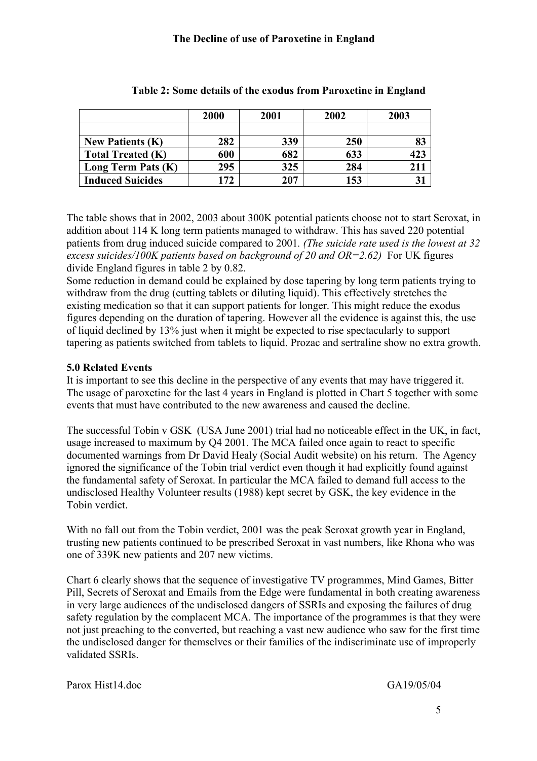**Table 2: Some details of the exodus from Paroxetine in England**

| | 2000 | 2001 | 2002 | 2003 |
|---|---|---|---|---|
| | | | | |
| **New Patients (K)** | **282** | **339** | **250** | **83** |
| **Total Treated (K)** | **600** | **682** | **633** | **423** |
| **Long Term Pats (K)** | **295** | **325** | **284** | **211** |
| **Induced Suicides** | **172** | **207** | **153** | **31** |

The table shows that in 2002, 2003 about 300K potential patients choose not to start Seroxat, in addition about 114 K long term patients managed to withdraw. This has saved 220 potential patients from drug induced suicide compared to 2001. *(The suicide rate used is the lowest at 32 excess suicides/100K patients based on background of 20 and OR=2.62)* For UK figures divide England figures in table 2 by 0.82.

Some reduction in demand could be explained by dose tapering by long term patients trying to withdraw from the drug (cutting tablets or diluting liquid). This effectively stretches the existing medication so that it can support patients for longer. This might reduce the exodus figures depending on the duration of tapering. However all the evidence is against this, the use of liquid declined by 13% just when it might be expected to rise spectacularly to support tapering as patients switched from tablets to liquid. Prozac and sertraline show no extra growth.

### 5.0 Related Events

It is important to see this decline in the perspective of any events that may have triggered it. The usage of paroxetine for the last 4 years in England is plotted in Chart 5 together with some events that must have contributed to the new awareness and caused the decline.

The successful Tobin v GSK (USA June 2001) trial had no noticeable effect in the UK, in fact, usage increased to maximum by Q4 2001. The MCA failed once again to react to specific documented warnings from Dr David Healy (Social Audit website) on his return. The Agency ignored the significance of the Tobin trial verdict even though it had explicitly found against the fundamental safety of Seroxat. In particular the MCA failed to demand full access to the undisclosed Healthy Volunteer results (1988) kept secret by GSK, the key evidence in the Tobin verdict.

With no fall out from the Tobin verdict, 2001 was the peak Seroxat growth year in England, trusting new patients continued to be prescribed Seroxat in vast numbers, like Rhona who was one of 339K new patients and 207 new victims.

Chart 6 clearly shows that the sequence of investigative TV programmes, Mind Games, Bitter Pill, Secrets of Seroxat and Emails from the Edge were fundamental in both creating awareness in very large audiences of the undisclosed dangers of SSRIs and exposing the failures of drug safety regulation by the complacent MCA. The importance of the programmes is that they were not just preaching to the converted, but reaching a vast new audience who saw for the first time the undisclosed danger for themselves or their families of the indiscriminate use of improperly validated SSRIs.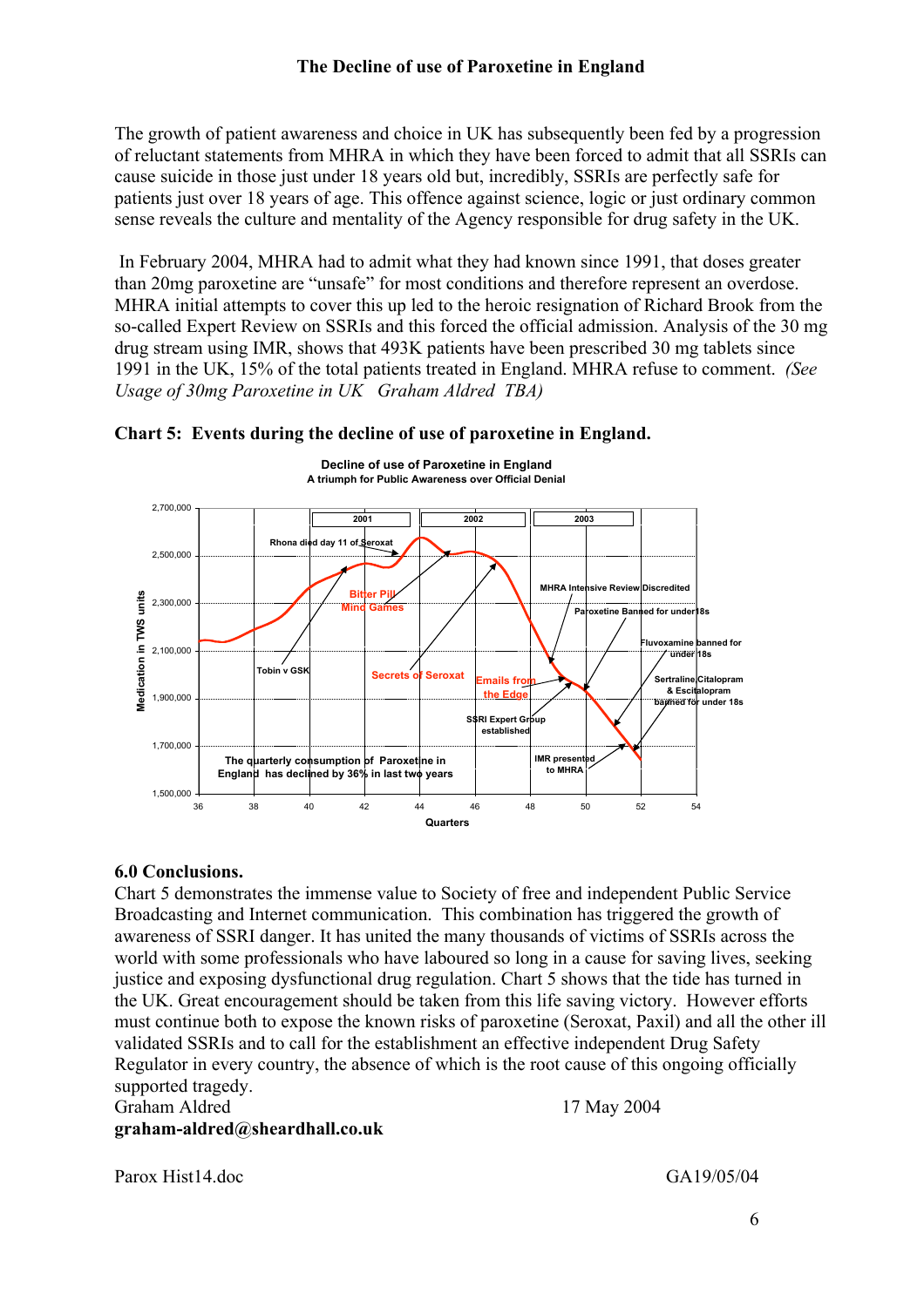The growth of patient awareness and choice in UK has subsequently been fed by a progression of reluctant statements from MHRA in which they have been forced to admit that all SSRIs can cause suicide in those just under 18 years old but, incredibly, SSRIs are perfectly safe for patients just over 18 years of age. This offence against science, logic or just ordinary common sense reveals the culture and mentality of the Agency responsible for drug safety in the UK.

In February 2004, MHRA had to admit what they had known since 1991, that doses greater than 20mg paroxetine are "unsafe" for most conditions and therefore represent an overdose. MHRA initial attempts to cover this up led to the heroic resignation of Richard Brook from the so-called Expert Review on SSRIs and this forced the official admission. Analysis of the 30 mg drug stream using IMR, shows that 493K patients have been prescribed 30 mg tablets since 1991 in the UK, 15% of the total patients treated in England. MHRA refuse to comment. *(See Usage of 30mg Paroxetine in UK Graham Aldred TBA)*

**Chart 5: Events during the decline of use of paroxetine in England.**

**Decline of use of Paroxetine in England**
**A triumph for Public Awareness over Official Denial**

Medication in TWS units (1,500,000 – 2,700,000) vs Quarters (36 – 54); years marked 2001, 2002, 2003.

Annotations: Tobin v GSK; Bitter Pill Mind Games; Rhona died day 11 of Seroxat; Secrets of Seroxat; Emails from the Edge; SSRI Expert Group established; MHRA Intensive Review Discredited; Paroxetine Banned for under18s; IMR presented to MHRA; Fluvoxamine banned for under 18s; Sertraline Citalopram & Escitalopram banned for under 18s.

The quarterly consumption of Paroxetine in England has declined by 36% in last two years

## 6.0 Conclusions.

Chart 5 demonstrates the immense value to Society of free and independent Public Service Broadcasting and Internet communication. This combination has triggered the growth of awareness of SSRI danger. It has united the many thousands of victims of SSRIs across the world with some professionals who have laboured so long in a cause for saving lives, seeking justice and exposing dysfunctional drug regulation. Chart 5 shows that the tide has turned in the UK. Great encouragement should be taken from this life saving victory. However efforts must continue both to expose the known risks of paroxetine (Seroxat, Paxil) and all the other ill validated SSRIs and to call for the establishment an effective independent Drug Safety Regulator in every country, the absence of which is the root cause of this ongoing officially supported tragedy.

Graham Aldred 17 May 2004

**graham-aldred@sheardhall.co.uk**

Parox Hist14.doc GA19/05/04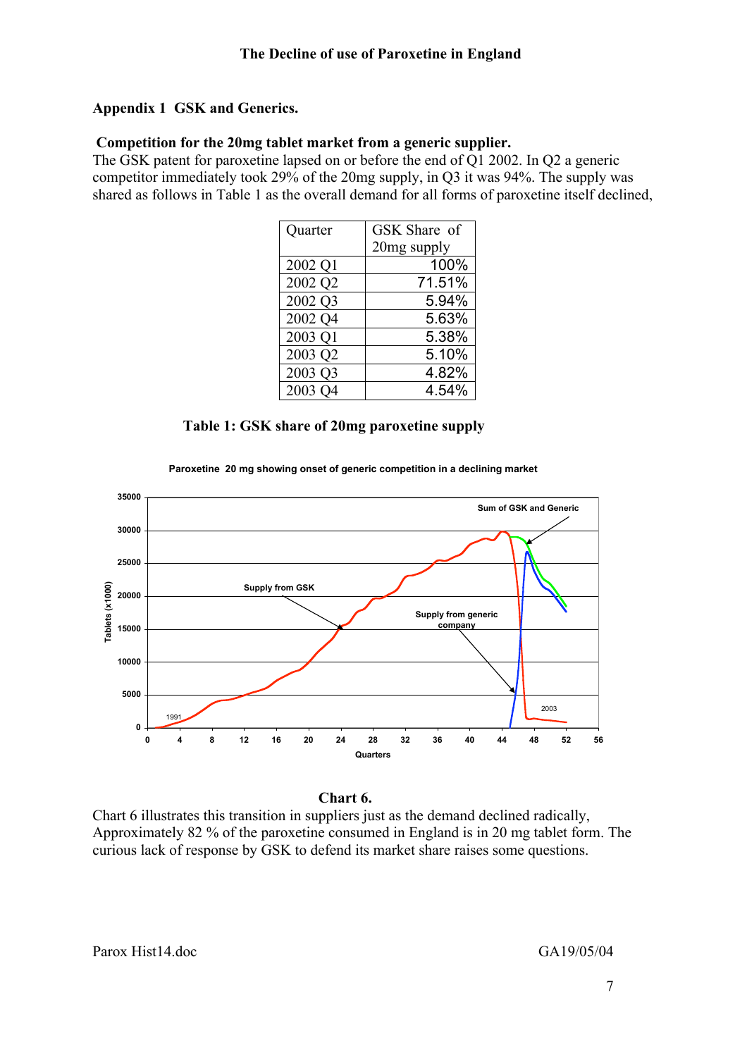## Appendix 1 GSK and Generics.

**Competition for the 20mg tablet market from a generic supplier.**
The GSK patent for paroxetine lapsed on or before the end of Q1 2002. In Q2 a generic competitor immediately took 29% of the 20mg supply, in Q3 it was 94%. The supply was shared as follows in Table 1 as the overall demand for all forms of paroxetine itself declined,

| Quarter | GSK Share of 20mg supply |
|---|---|
| 2002 Q1 | 100% |
| 2002 Q2 | 71.51% |
| 2002 Q3 | 5.94% |
| 2002 Q4 | 5.63% |
| 2003 Q1 | 5.38% |
| 2003 Q2 | 5.10% |
| 2003 Q3 | 4.82% |
| 2003 Q4 | 4.54% |

**Table 1: GSK share of 20mg paroxetine supply**

**Chart 6.**

Chart 6 illustrates this transition in suppliers just as the demand declined radically, Approximately 82 % of the paroxetine consumed in England is in 20 mg tablet form. The curious lack of response by GSK to defend its market share raises some questions.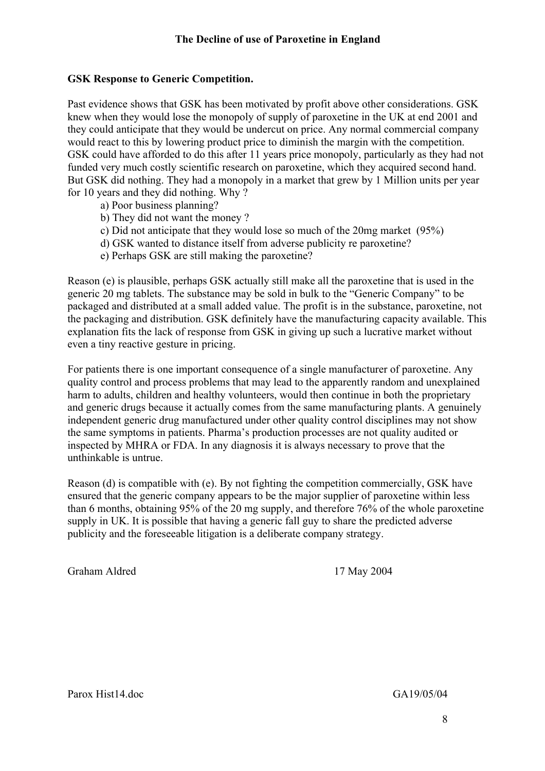## GSK Response to Generic Competition.

Past evidence shows that GSK has been motivated by profit above other considerations. GSK knew when they would lose the monopoly of supply of paroxetine in the UK at end 2001 and they could anticipate that they would be undercut on price. Any normal commercial company would react to this by lowering product price to diminish the margin with the competition. GSK could have afforded to do this after 11 years price monopoly, particularly as they had not funded very much costly scientific research on paroxetine, which they acquired second hand. But GSK did nothing. They had a monopoly in a market that grew by 1 Million units per year for 10 years and they did nothing. Why ?

- a) Poor business planning?
- b) They did not want the money ?
- c) Did not anticipate that they would lose so much of the 20mg market (95%)
- d) GSK wanted to distance itself from adverse publicity re paroxetine?
- e) Perhaps GSK are still making the paroxetine?

Reason (e) is plausible, perhaps GSK actually still make all the paroxetine that is used in the generic 20 mg tablets. The substance may be sold in bulk to the "Generic Company" to be packaged and distributed at a small added value. The profit is in the substance, paroxetine, not the packaging and distribution. GSK definitely have the manufacturing capacity available. This explanation fits the lack of response from GSK in giving up such a lucrative market without even a tiny reactive gesture in pricing.

For patients there is one important consequence of a single manufacturer of paroxetine. Any quality control and process problems that may lead to the apparently random and unexplained harm to adults, children and healthy volunteers, would then continue in both the proprietary and generic drugs because it actually comes from the same manufacturing plants. A genuinely independent generic drug manufactured under other quality control disciplines may not show the same symptoms in patients. Pharma's production processes are not quality audited or inspected by MHRA or FDA. In any diagnosis it is always necessary to prove that the unthinkable is untrue.

Reason (d) is compatible with (e). By not fighting the competition commercially, GSK have ensured that the generic company appears to be the major supplier of paroxetine within less than 6 months, obtaining 95% of the 20 mg supply, and therefore 76% of the whole paroxetine supply in UK. It is possible that having a generic fall guy to share the predicted adverse publicity and the foreseeable litigation is a deliberate company strategy.

Graham Aldred 17 May 2004